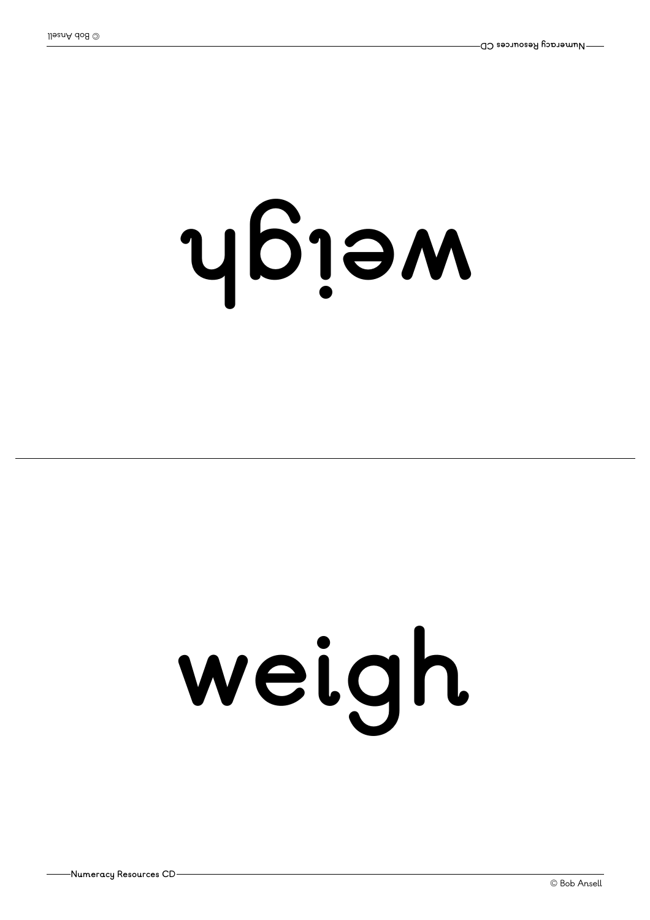weigh

weigh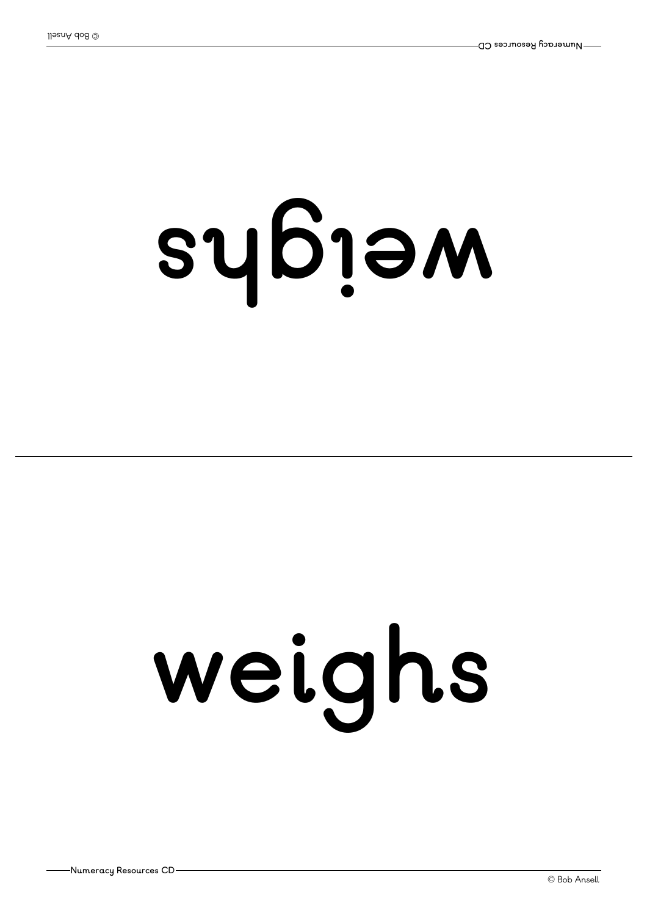weighs

weighs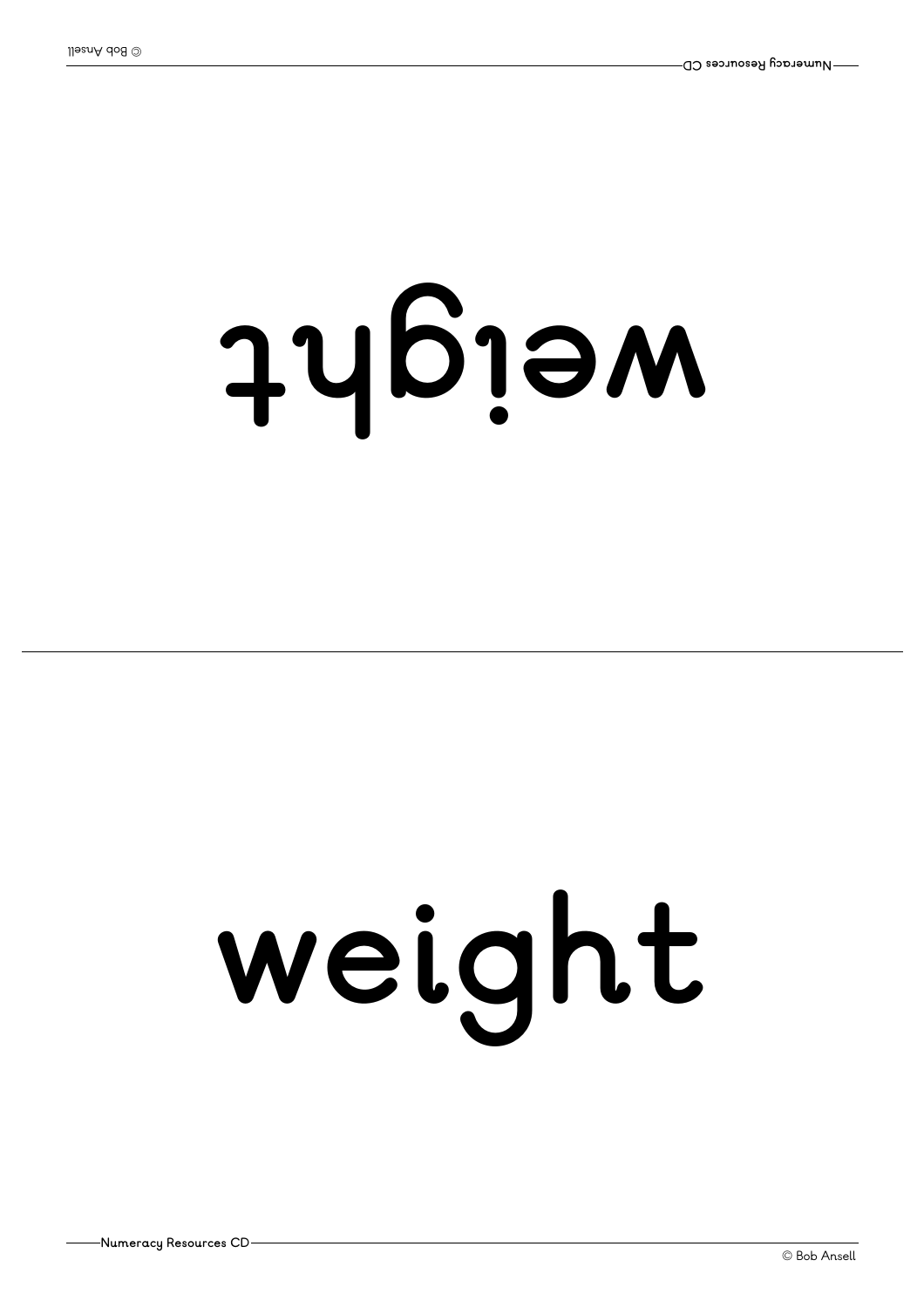weight

weight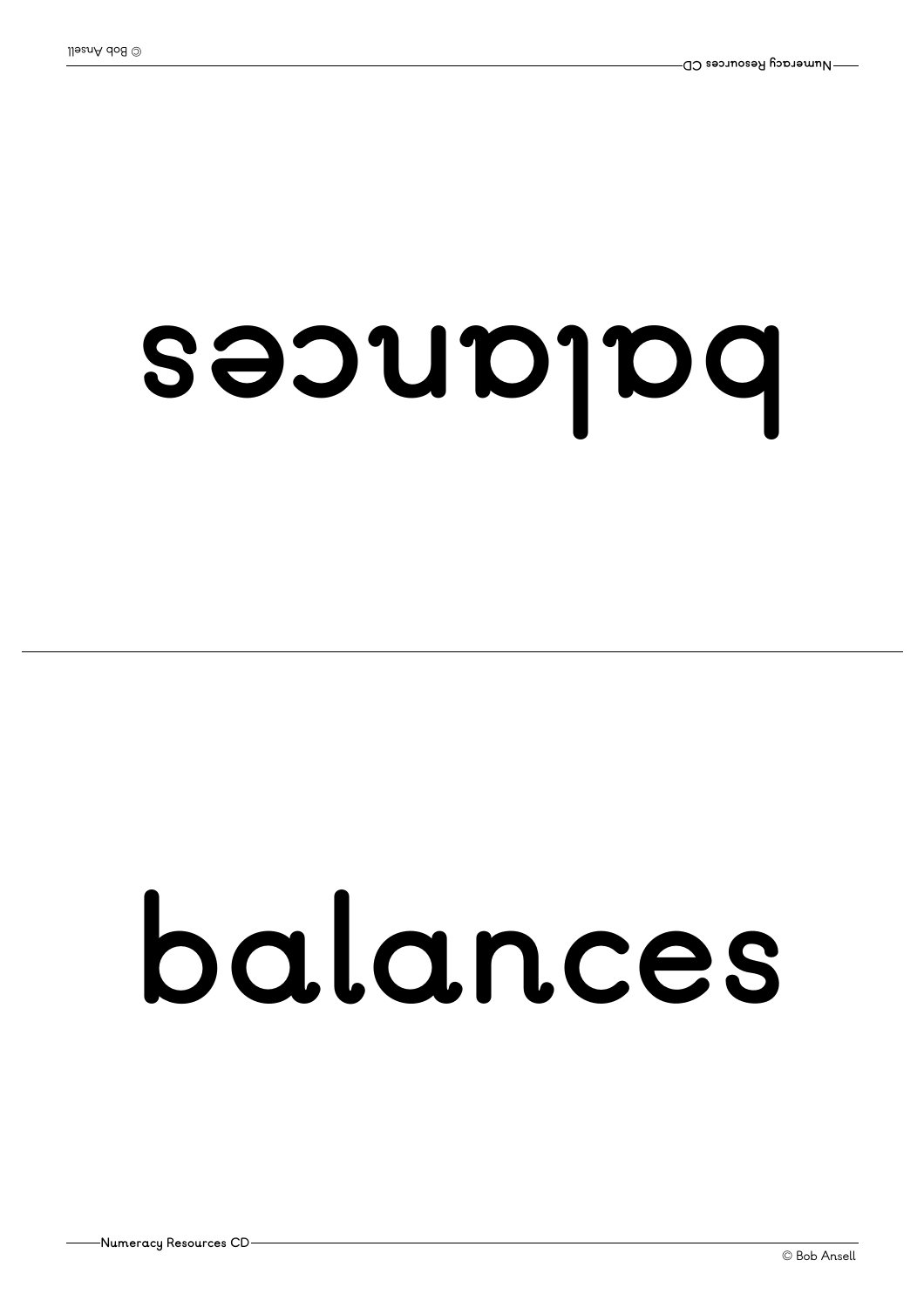balances

balances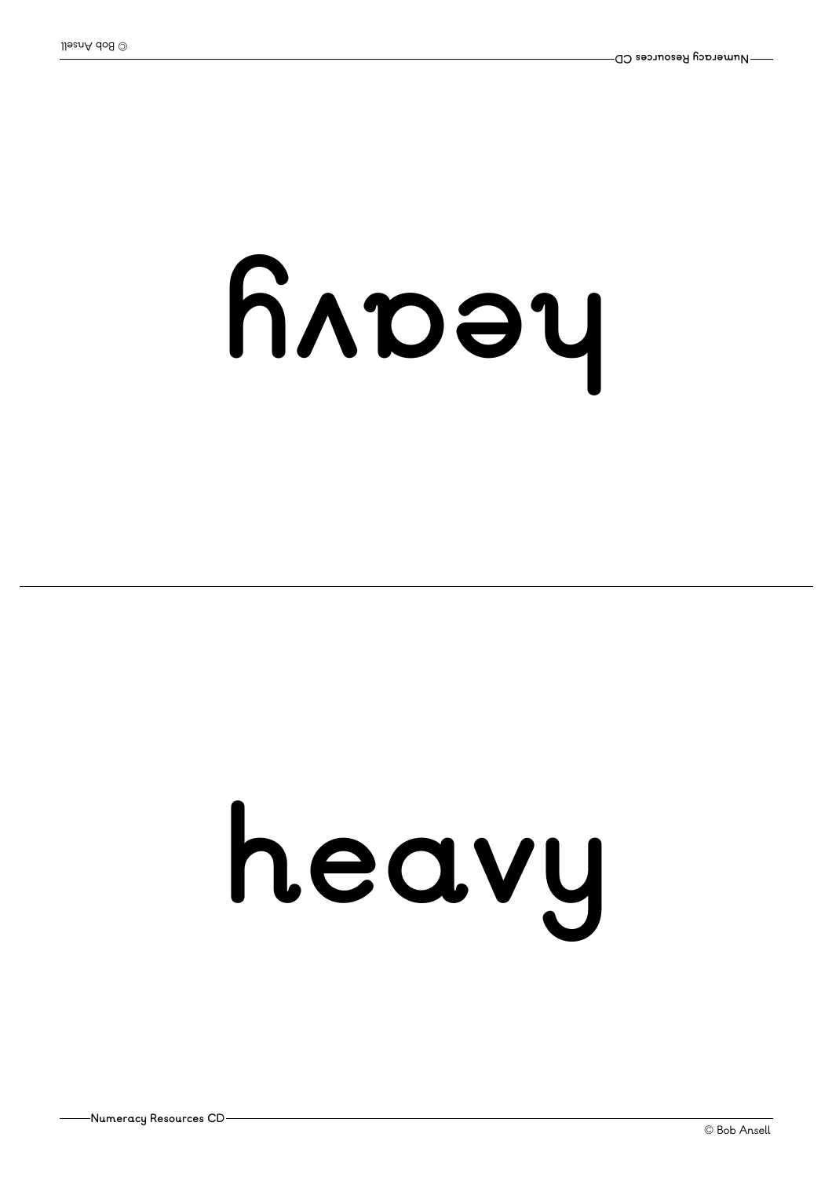# heavy

# heavy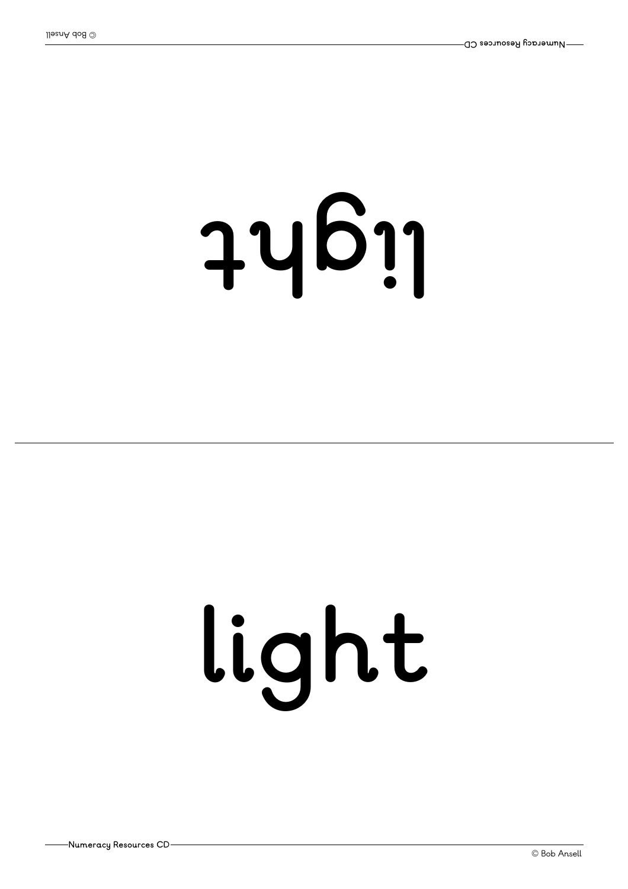light

light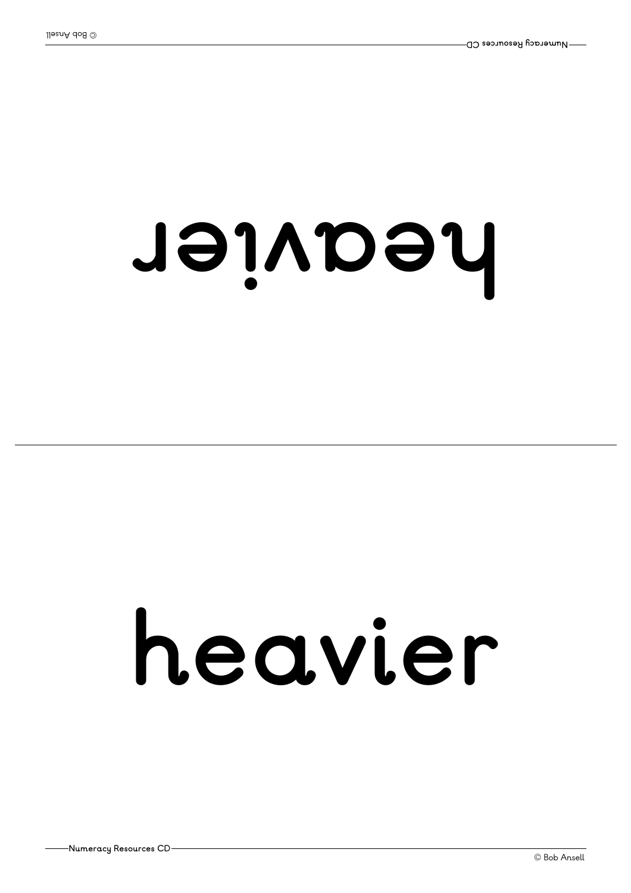heavier

heavier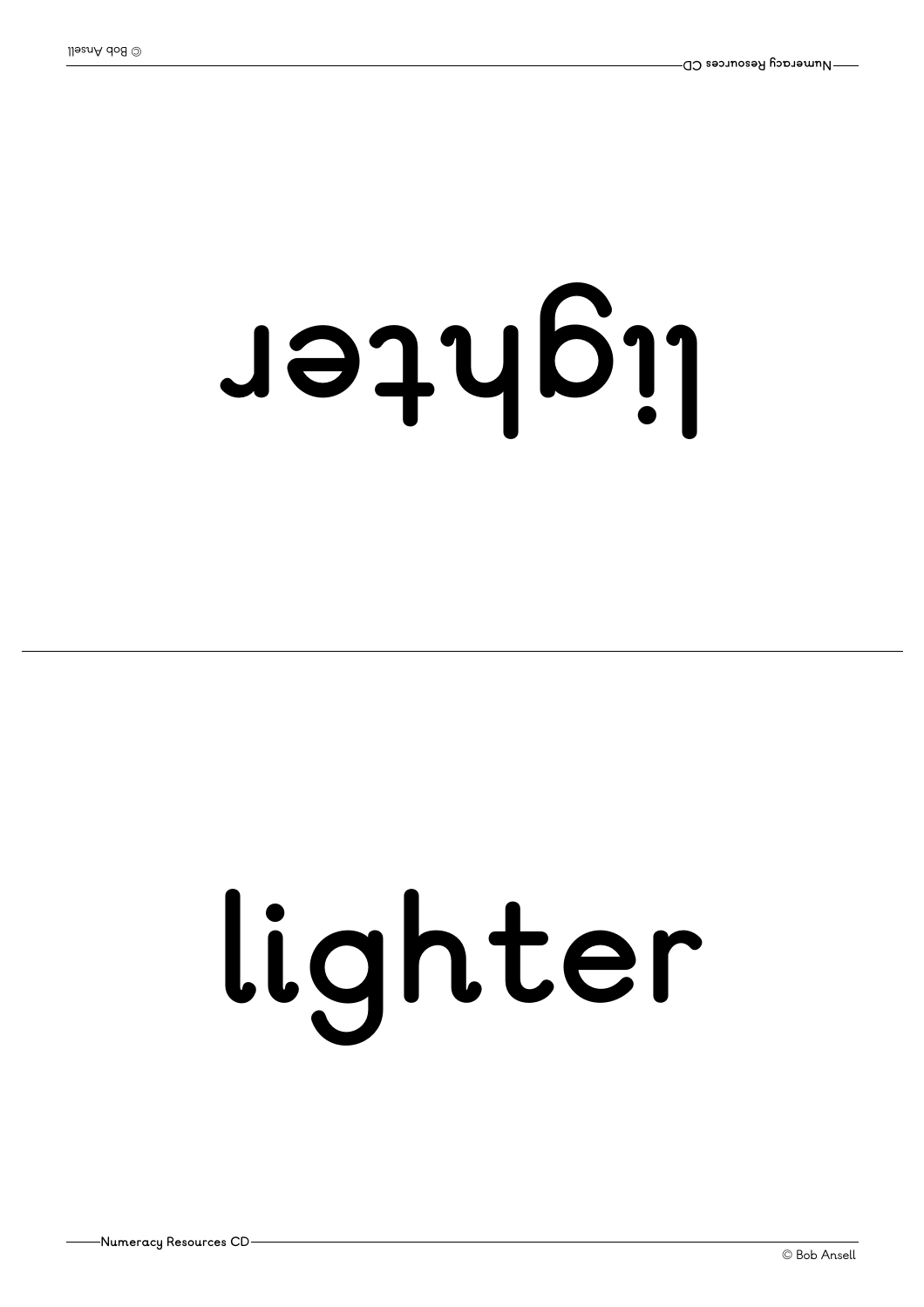lighter

lighter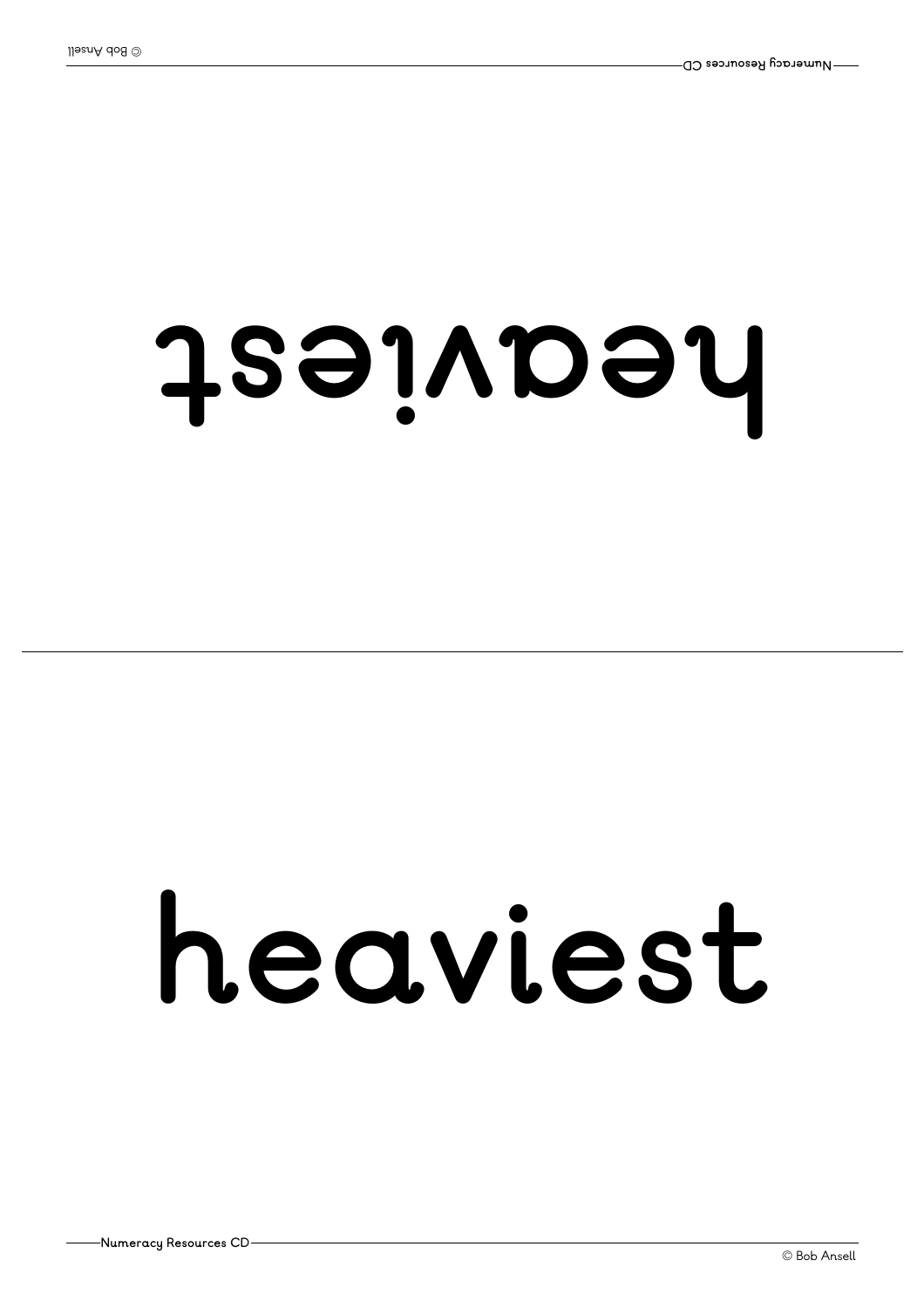heaviest

heaviest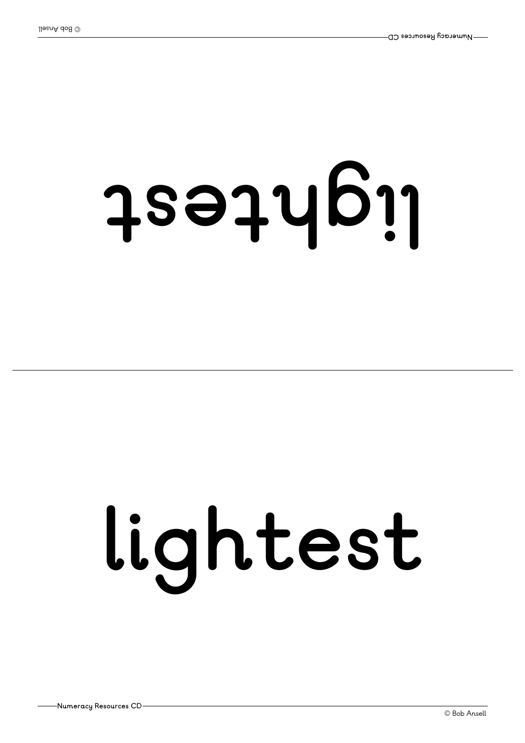lightest

lightest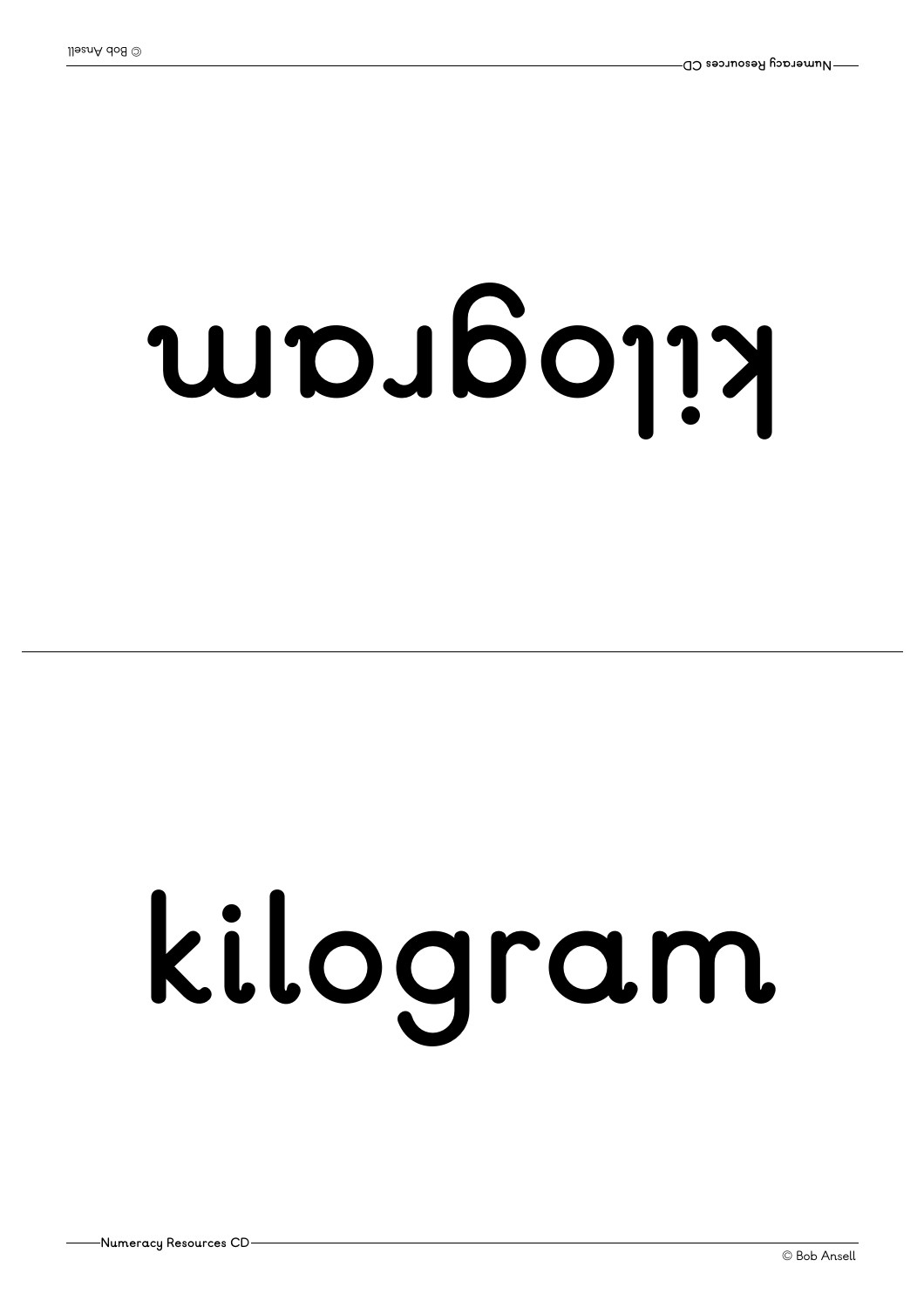kilogram

kilogram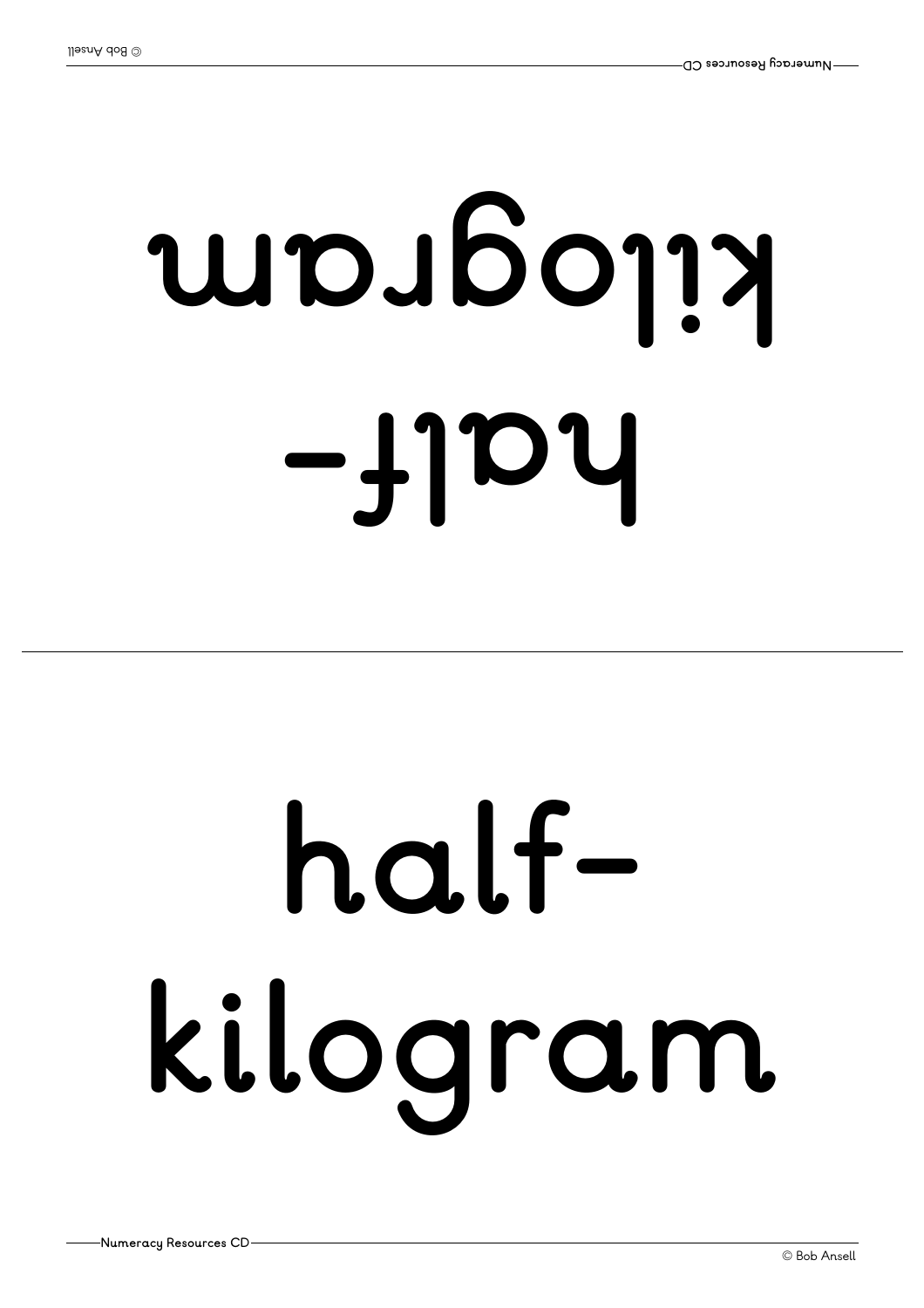half-
kilogram

half-
kilogram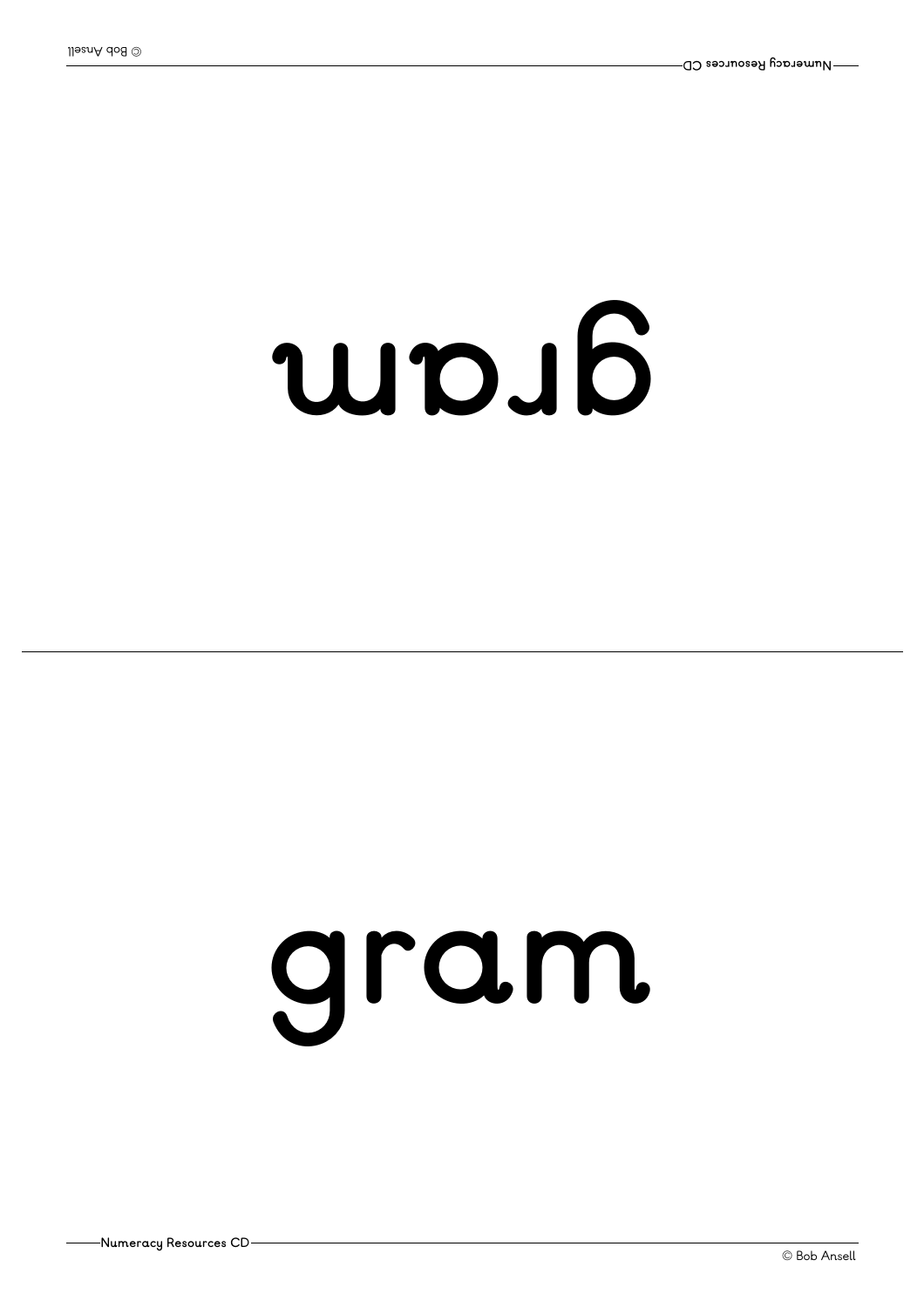gram

gram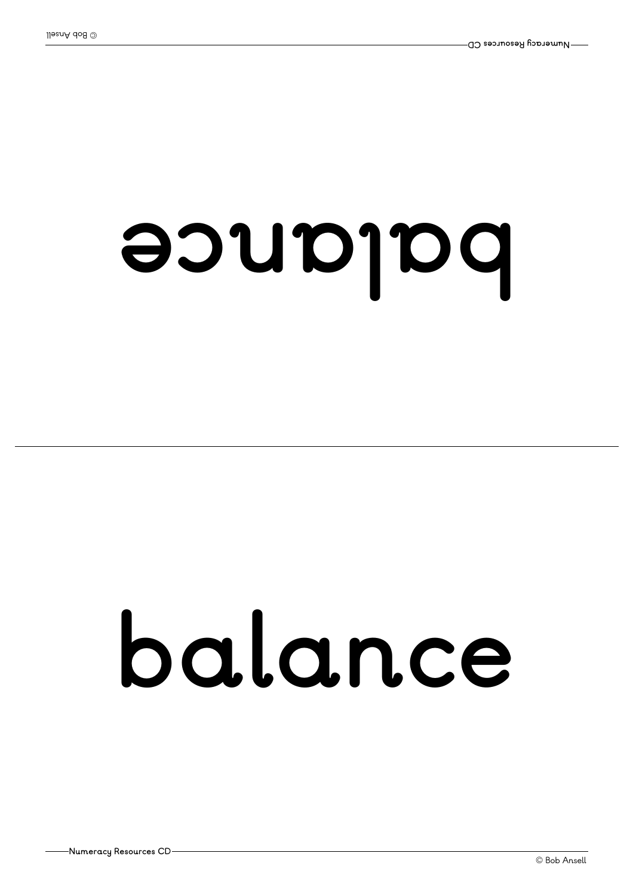balance

balance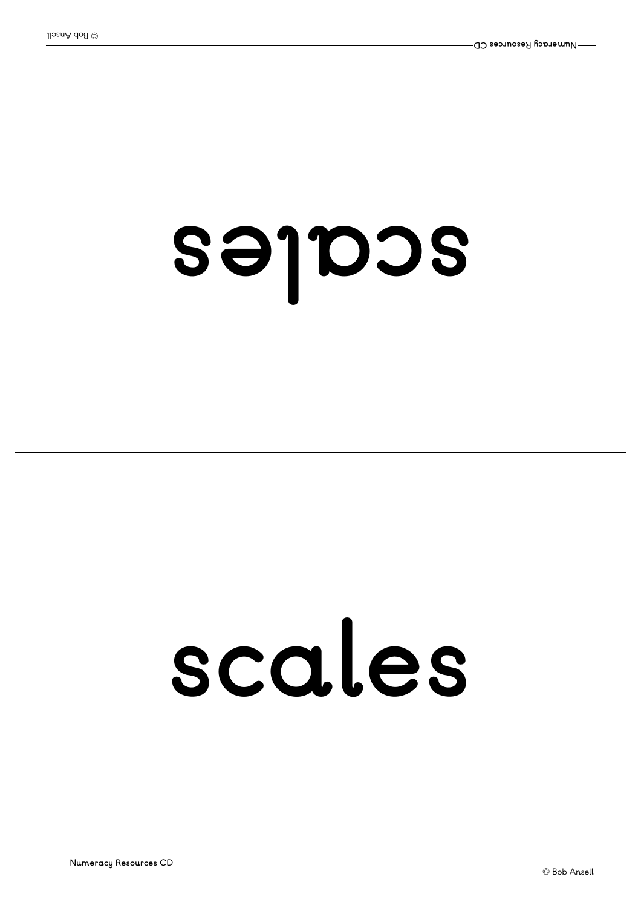scales

scales